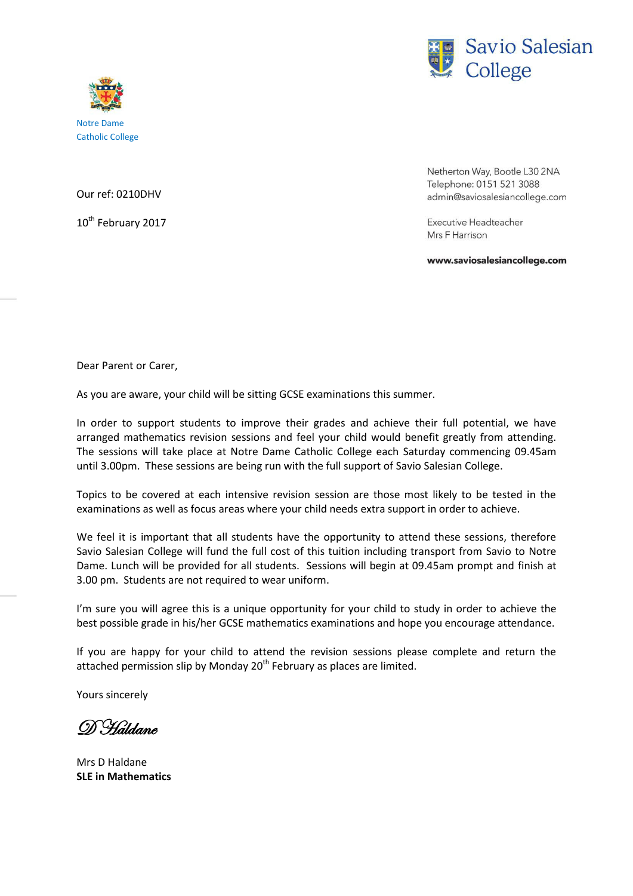Notre Dame
Catholic College

Savio Salesian College

Netherton Way, Bootle L30 2NA
Telephone: 0151 521 3088
admin@saviosalesiancollege.com

Executive Headteacher
Mrs F Harrison

**www.saviosalesiancollege.com**

Our ref: 0210DHV

10th February 2017

Dear Parent or Carer,

As you are aware, your child will be sitting GCSE examinations this summer.

In order to support students to improve their grades and achieve their full potential, we have arranged mathematics revision sessions and feel your child would benefit greatly from attending. The sessions will take place at Notre Dame Catholic College each Saturday commencing 09.45am until 3.00pm. These sessions are being run with the full support of Savio Salesian College.

Topics to be covered at each intensive revision session are those most likely to be tested in the examinations as well as focus areas where your child needs extra support in order to achieve.

We feel it is important that all students have the opportunity to attend these sessions, therefore Savio Salesian College will fund the full cost of this tuition including transport from Savio to Notre Dame. Lunch will be provided for all students. Sessions will begin at 09.45am prompt and finish at 3.00 pm. Students are not required to wear uniform.

I'm sure you will agree this is a unique opportunity for your child to study in order to achieve the best possible grade in his/her GCSE mathematics examinations and hope you encourage attendance.

If you are happy for your child to attend the revision sessions please complete and return the attached permission slip by Monday 20th February as places are limited.

Yours sincerely

*D Haldane*

Mrs D Haldane
**SLE in Mathematics**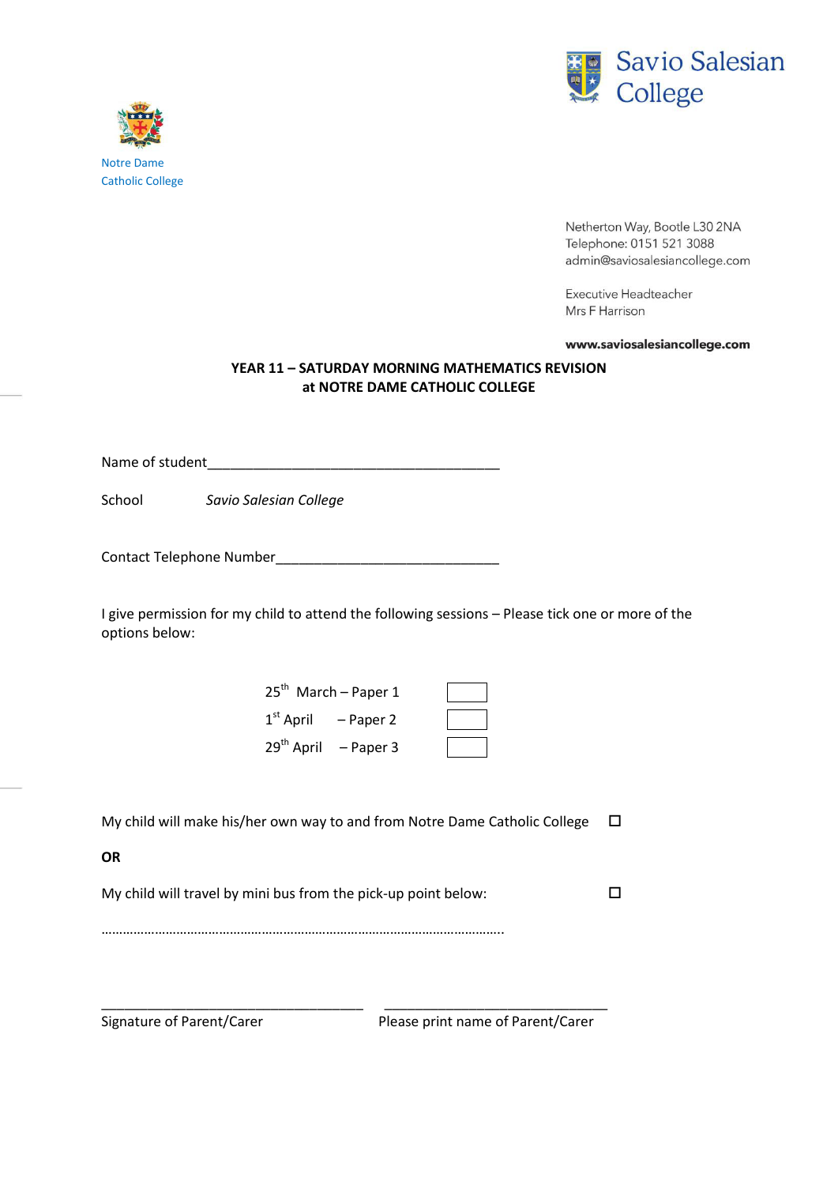Notre Dame
Catholic College

Savio Salesian College

Netherton Way, Bootle L30 2NA
Telephone: 0151 521 3088
admin@saviosalesiancollege.com

Executive Headteacher
Mrs F Harrison

**www.saviosalesiancollege.com**

**YEAR 11 – SATURDAY MORNING MATHEMATICS REVISION**
**at NOTRE DAME CATHOLIC COLLEGE**

Name of student_______________________________________

School *Savio Salesian College*

Contact Telephone Number_____________________________

I give permission for my child to attend the following sessions – Please tick one or more of the options below:

| | |
|---|---|
| 25th March – Paper 1 | ☐ |
| 1st April – Paper 2 | ☐ |
| 29th April – Paper 3 | ☐ |

My child will make his/her own way to and from Notre Dame Catholic College ☐

**OR**

My child will travel by mini bus from the pick-up point below: ☐

……………………………………………………………………………………………..

___________________________________ ______________________________

Signature of Parent/Carer Please print name of Parent/Carer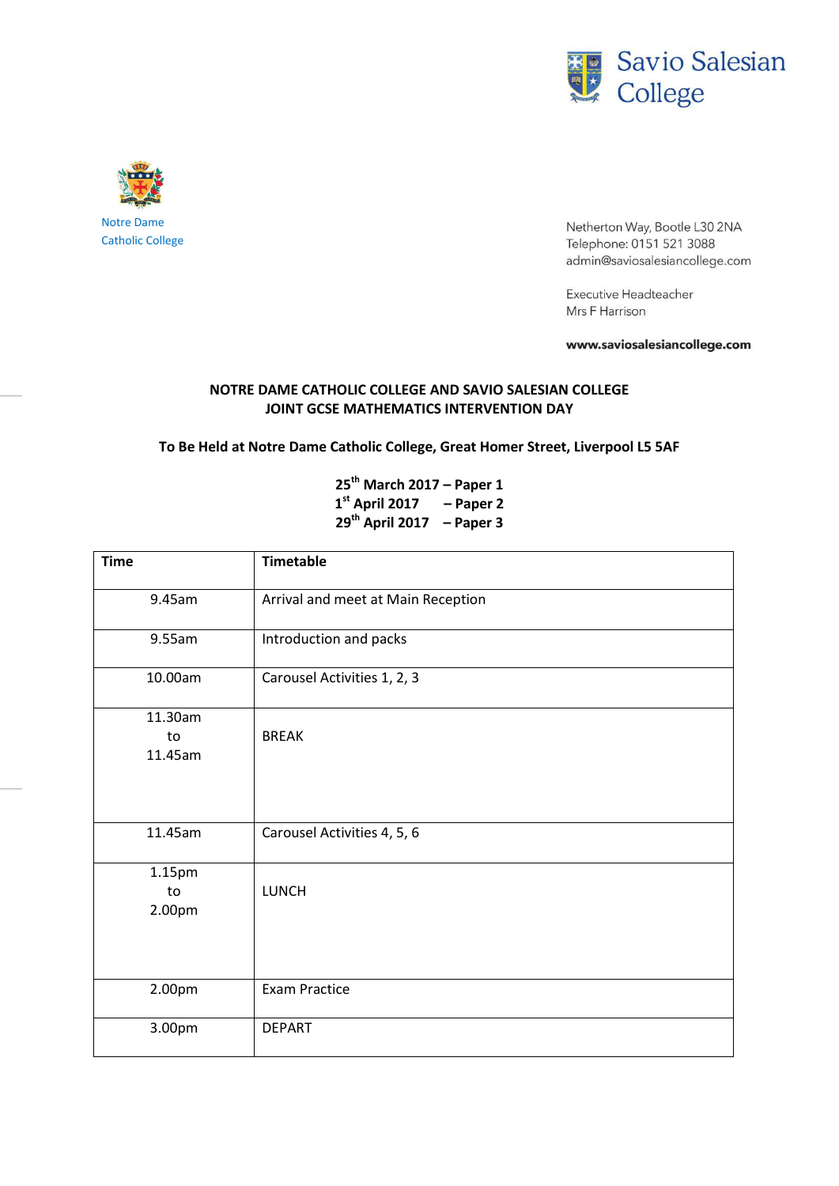Savio Salesian College

Notre Dame Catholic College

Netherton Way, Bootle L30 2NA
Telephone: 0151 521 3088
admin@saviosalesiancollege.com

Executive Headteacher
Mrs F Harrison

**www.saviosalesiancollege.com**

**NOTRE DAME CATHOLIC COLLEGE AND SAVIO SALESIAN COLLEGE**
**JOINT GCSE MATHEMATICS INTERVENTION DAY**

**To Be Held at Notre Dame Catholic College, Great Homer Street, Liverpool L5 5AF**

**25th March 2017 – Paper 1**
**1st April 2017 – Paper 2**
**29th April 2017 – Paper 3**

| Time | Timetable |
|---|---|
| 9.45am | Arrival and meet at Main Reception |
| 9.55am | Introduction and packs |
| 10.00am | Carousel Activities 1, 2, 3 |
| 11.30am to 11.45am | BREAK |
| 11.45am | Carousel Activities 4, 5, 6 |
| 1.15pm to 2.00pm | LUNCH |
| 2.00pm | Exam Practice |
| 3.00pm | DEPART |